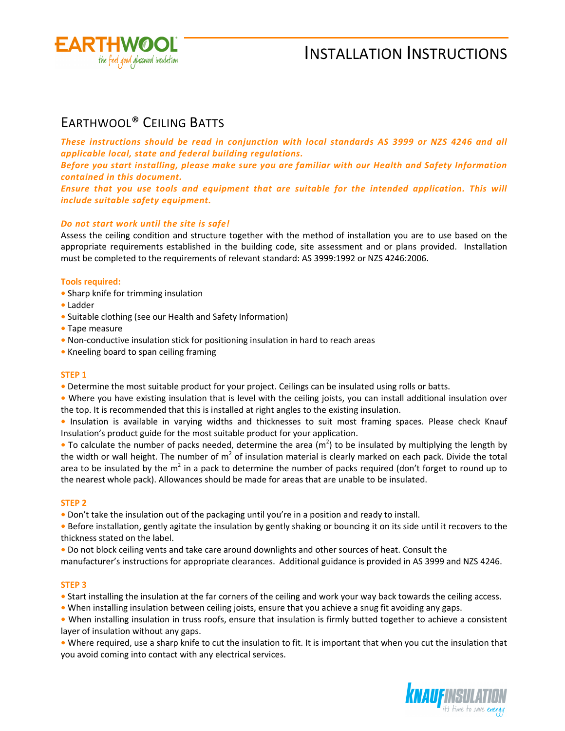# INSTALLATION INSTRUCTIONS

## EARTHWOOL® CEILING BATTS

***These instructions should be read in conjunction with local standards AS 3999 or NZS 4246 and all applicable local, state and federal building regulations.***
***Before you start installing, please make sure you are familiar with our Health and Safety Information contained in this document.***
***Ensure that you use tools and equipment that are suitable for the intended application. This will include suitable safety equipment.***

***Do not start work until the site is safe!***

Assess the ceiling condition and structure together with the method of installation you are to use based on the appropriate requirements established in the building code, site assessment and or plans provided. Installation must be completed to the requirements of relevant standard: AS 3999:1992 or NZS 4246:2006.

**Tools required:**

- Sharp knife for trimming insulation
- Ladder
- Suitable clothing (see our Health and Safety Information)
- Tape measure
- Non-conductive insulation stick for positioning insulation in hard to reach areas
- Kneeling board to span ceiling framing

**STEP 1**

- Determine the most suitable product for your project. Ceilings can be insulated using rolls or batts.
- Where you have existing insulation that is level with the ceiling joists, you can install additional insulation over the top. It is recommended that this is installed at right angles to the existing insulation.
- Insulation is available in varying widths and thicknesses to suit most framing spaces. Please check Knauf Insulation's product guide for the most suitable product for your application.
- To calculate the number of packs needed, determine the area ($m^2$) to be insulated by multiplying the length by the width or wall height. The number of $m^2$ of insulation material is clearly marked on each pack. Divide the total area to be insulated by the $m^2$ in a pack to determine the number of packs required (don't forget to round up to the nearest whole pack). Allowances should be made for areas that are unable to be insulated.

**STEP 2**

- Don't take the insulation out of the packaging until you're in a position and ready to install.
- Before installation, gently agitate the insulation by gently shaking or bouncing it on its side until it recovers to the thickness stated on the label.
- Do not block ceiling vents and take care around downlights and other sources of heat. Consult the manufacturer's instructions for appropriate clearances. Additional guidance is provided in AS 3999 and NZS 4246.

**STEP 3**

- Start installing the insulation at the far corners of the ceiling and work your way back towards the ceiling access.
- When installing insulation between ceiling joists, ensure that you achieve a snug fit avoiding any gaps.
- When installing insulation in truss roofs, ensure that insulation is firmly butted together to achieve a consistent layer of insulation without any gaps.
- Where required, use a sharp knife to cut the insulation to fit. It is important that when you cut the insulation that you avoid coming into contact with any electrical services.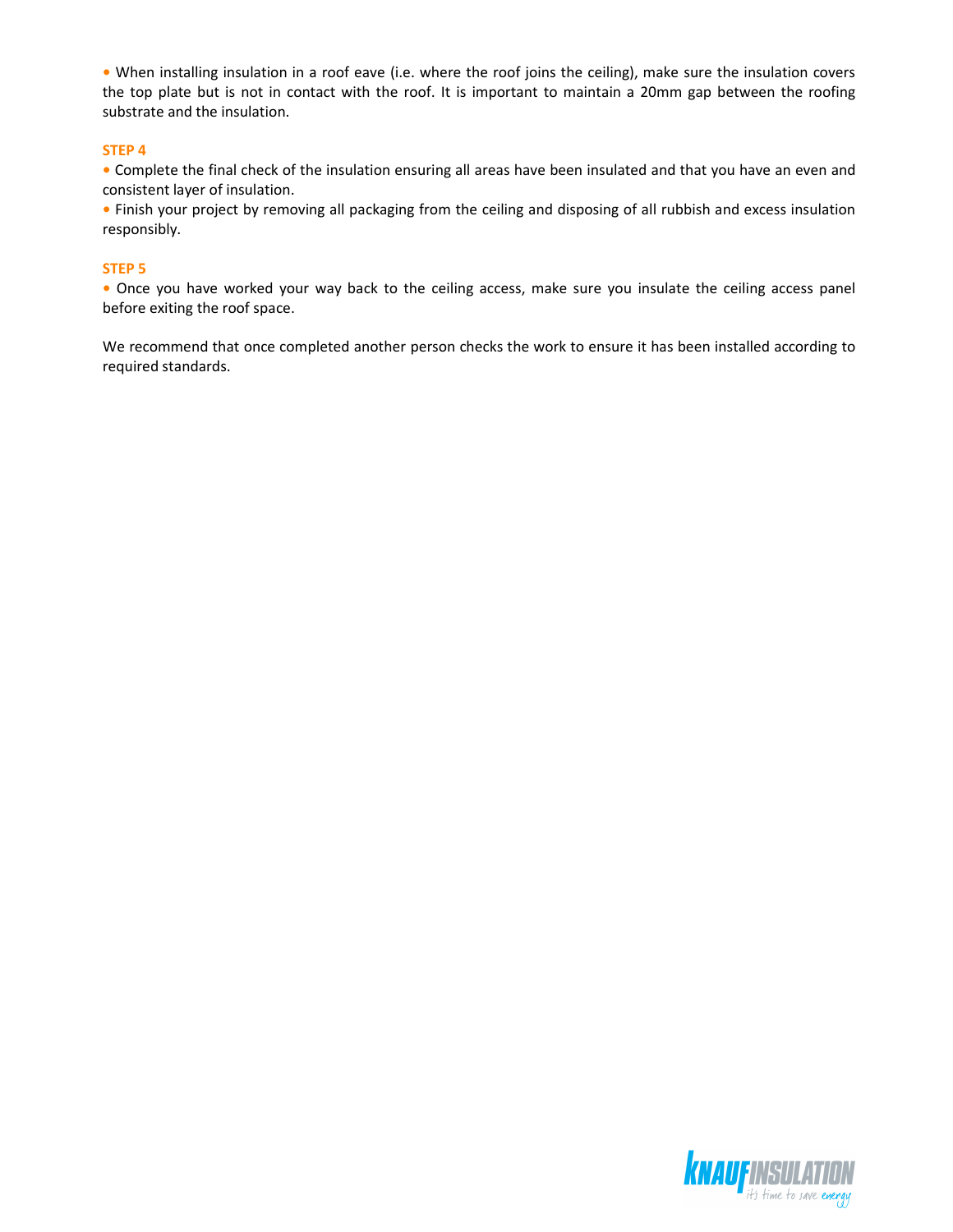- When installing insulation in a roof eave (i.e. where the roof joins the ceiling), make sure the insulation covers the top plate but is not in contact with the roof. It is important to maintain a 20mm gap between the roofing substrate and the insulation.

**STEP 4**

- Complete the final check of the insulation ensuring all areas have been insulated and that you have an even and consistent layer of insulation.
- Finish your project by removing all packaging from the ceiling and disposing of all rubbish and excess insulation responsibly.

**STEP 5**

- Once you have worked your way back to the ceiling access, make sure you insulate the ceiling access panel before exiting the roof space.

We recommend that once completed another person checks the work to ensure it has been installed according to required standards.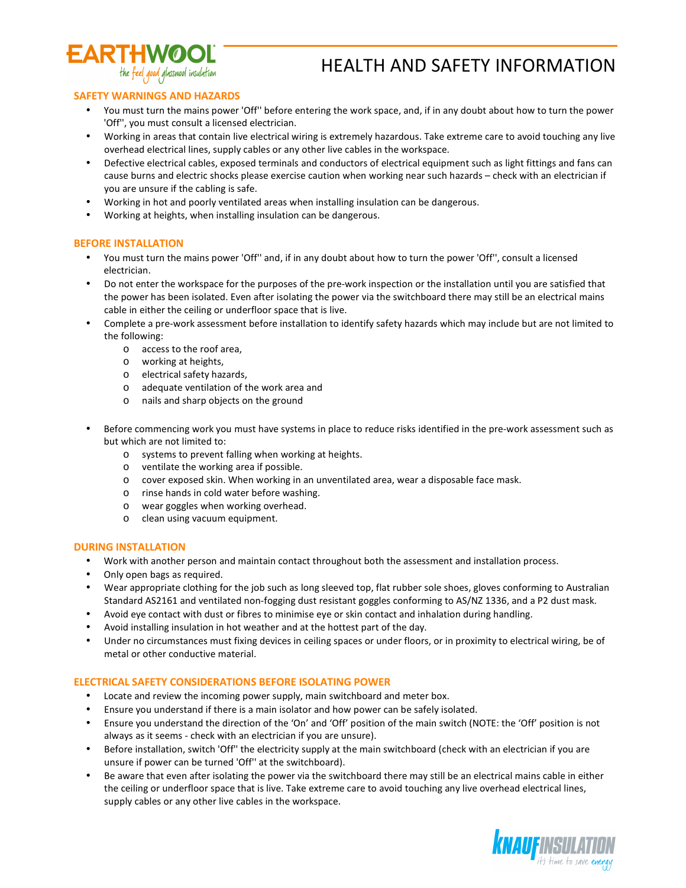# HEALTH AND SAFETY INFORMATION

## SAFETY WARNINGS AND HAZARDS

- You must turn the mains power 'Off'' before entering the work space, and, if in any doubt about how to turn the power 'Off'', you must consult a licensed electrician.
- Working in areas that contain live electrical wiring is extremely hazardous. Take extreme care to avoid touching any live overhead electrical lines, supply cables or any other live cables in the workspace.
- Defective electrical cables, exposed terminals and conductors of electrical equipment such as light fittings and fans can cause burns and electric shocks please exercise caution when working near such hazards – check with an electrician if you are unsure if the cabling is safe.
- Working in hot and poorly ventilated areas when installing insulation can be dangerous.
- Working at heights, when installing insulation can be dangerous.

## BEFORE INSTALLATION

- You must turn the mains power 'Off'' and, if in any doubt about how to turn the power 'Off'', consult a licensed electrician.
- Do not enter the workspace for the purposes of the pre-work inspection or the installation until you are satisfied that the power has been isolated. Even after isolating the power via the switchboard there may still be an electrical mains cable in either the ceiling or underfloor space that is live.
- Complete a pre-work assessment before installation to identify safety hazards which may include but are not limited to the following:
  - access to the roof area,
  - working at heights,
  - electrical safety hazards,
  - adequate ventilation of the work area and
  - nails and sharp objects on the ground
- Before commencing work you must have systems in place to reduce risks identified in the pre-work assessment such as but which are not limited to:
  - systems to prevent falling when working at heights.
  - ventilate the working area if possible.
  - cover exposed skin. When working in an unventilated area, wear a disposable face mask.
  - rinse hands in cold water before washing.
  - wear goggles when working overhead.
  - clean using vacuum equipment.

## DURING INSTALLATION

- Work with another person and maintain contact throughout both the assessment and installation process.
- Only open bags as required.
- Wear appropriate clothing for the job such as long sleeved top, flat rubber sole shoes, gloves conforming to Australian Standard AS2161 and ventilated non-fogging dust resistant goggles conforming to AS/NZ 1336, and a P2 dust mask.
- Avoid eye contact with dust or fibres to minimise eye or skin contact and inhalation during handling.
- Avoid installing insulation in hot weather and at the hottest part of the day.
- Under no circumstances must fixing devices in ceiling spaces or under floors, or in proximity to electrical wiring, be of metal or other conductive material.

## ELECTRICAL SAFETY CONSIDERATIONS BEFORE ISOLATING POWER

- Locate and review the incoming power supply, main switchboard and meter box.
- Ensure you understand if there is a main isolator and how power can be safely isolated.
- Ensure you understand the direction of the 'On' and 'Off' position of the main switch (NOTE: the 'Off' position is not always as it seems - check with an electrician if you are unsure).
- Before installation, switch 'Off'' the electricity supply at the main switchboard (check with an electrician if you are unsure if power can be turned 'Off'' at the switchboard).
- Be aware that even after isolating the power via the switchboard there may still be an electrical mains cable in either the ceiling or underfloor space that is live. Take extreme care to avoid touching any live overhead electrical lines, supply cables or any other live cables in the workspace.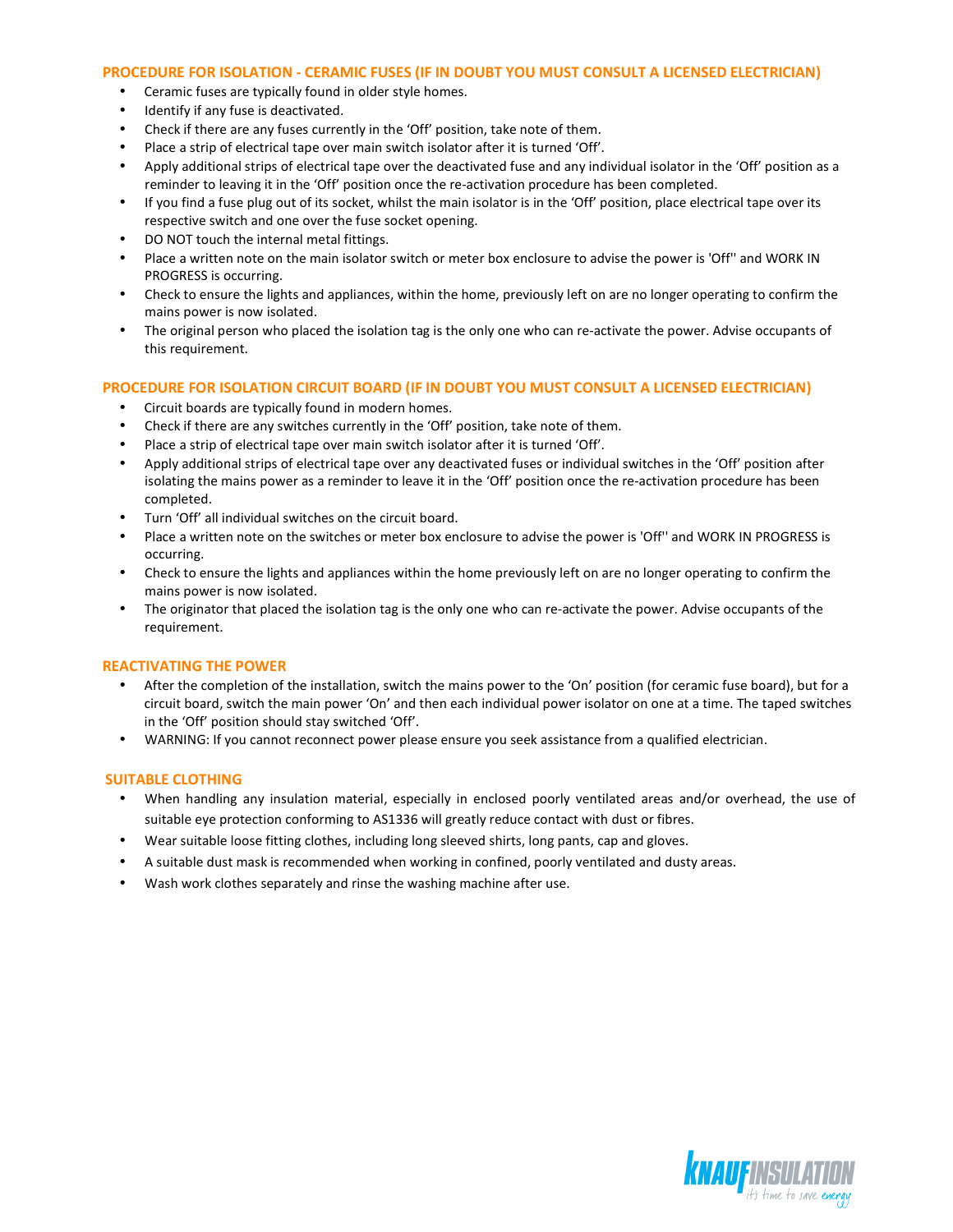## PROCEDURE FOR ISOLATION - CERAMIC FUSES (IF IN DOUBT YOU MUST CONSULT A LICENSED ELECTRICIAN)

- Ceramic fuses are typically found in older style homes.
- Identify if any fuse is deactivated.
- Check if there are any fuses currently in the 'Off' position, take note of them.
- Place a strip of electrical tape over main switch isolator after it is turned 'Off'.
- Apply additional strips of electrical tape over the deactivated fuse and any individual isolator in the 'Off' position as a reminder to leaving it in the 'Off' position once the re-activation procedure has been completed.
- If you find a fuse plug out of its socket, whilst the main isolator is in the 'Off' position, place electrical tape over its respective switch and one over the fuse socket opening.
- DO NOT touch the internal metal fittings.
- Place a written note on the main isolator switch or meter box enclosure to advise the power is 'Off'' and WORK IN PROGRESS is occurring.
- Check to ensure the lights and appliances, within the home, previously left on are no longer operating to confirm the mains power is now isolated.
- The original person who placed the isolation tag is the only one who can re-activate the power. Advise occupants of this requirement.

## PROCEDURE FOR ISOLATION CIRCUIT BOARD (IF IN DOUBT YOU MUST CONSULT A LICENSED ELECTRICIAN)

- Circuit boards are typically found in modern homes.
- Check if there are any switches currently in the 'Off' position, take note of them.
- Place a strip of electrical tape over main switch isolator after it is turned 'Off'.
- Apply additional strips of electrical tape over any deactivated fuses or individual switches in the 'Off' position after isolating the mains power as a reminder to leave it in the 'Off' position once the re-activation procedure has been completed.
- Turn 'Off' all individual switches on the circuit board.
- Place a written note on the switches or meter box enclosure to advise the power is 'Off'' and WORK IN PROGRESS is occurring.
- Check to ensure the lights and appliances within the home previously left on are no longer operating to confirm the mains power is now isolated.
- The originator that placed the isolation tag is the only one who can re-activate the power. Advise occupants of the requirement.

## REACTIVATING THE POWER

- After the completion of the installation, switch the mains power to the 'On' position (for ceramic fuse board), but for a circuit board, switch the main power 'On' and then each individual power isolator on one at a time. The taped switches in the 'Off' position should stay switched 'Off'.
- WARNING: If you cannot reconnect power please ensure you seek assistance from a qualified electrician.

## SUITABLE CLOTHING

- When handling any insulation material, especially in enclosed poorly ventilated areas and/or overhead, the use of suitable eye protection conforming to AS1336 will greatly reduce contact with dust or fibres.
- Wear suitable loose fitting clothes, including long sleeved shirts, long pants, cap and gloves.
- A suitable dust mask is recommended when working in confined, poorly ventilated and dusty areas.
- Wash work clothes separately and rinse the washing machine after use.

KNAUF INSULATION
it's time to save energy